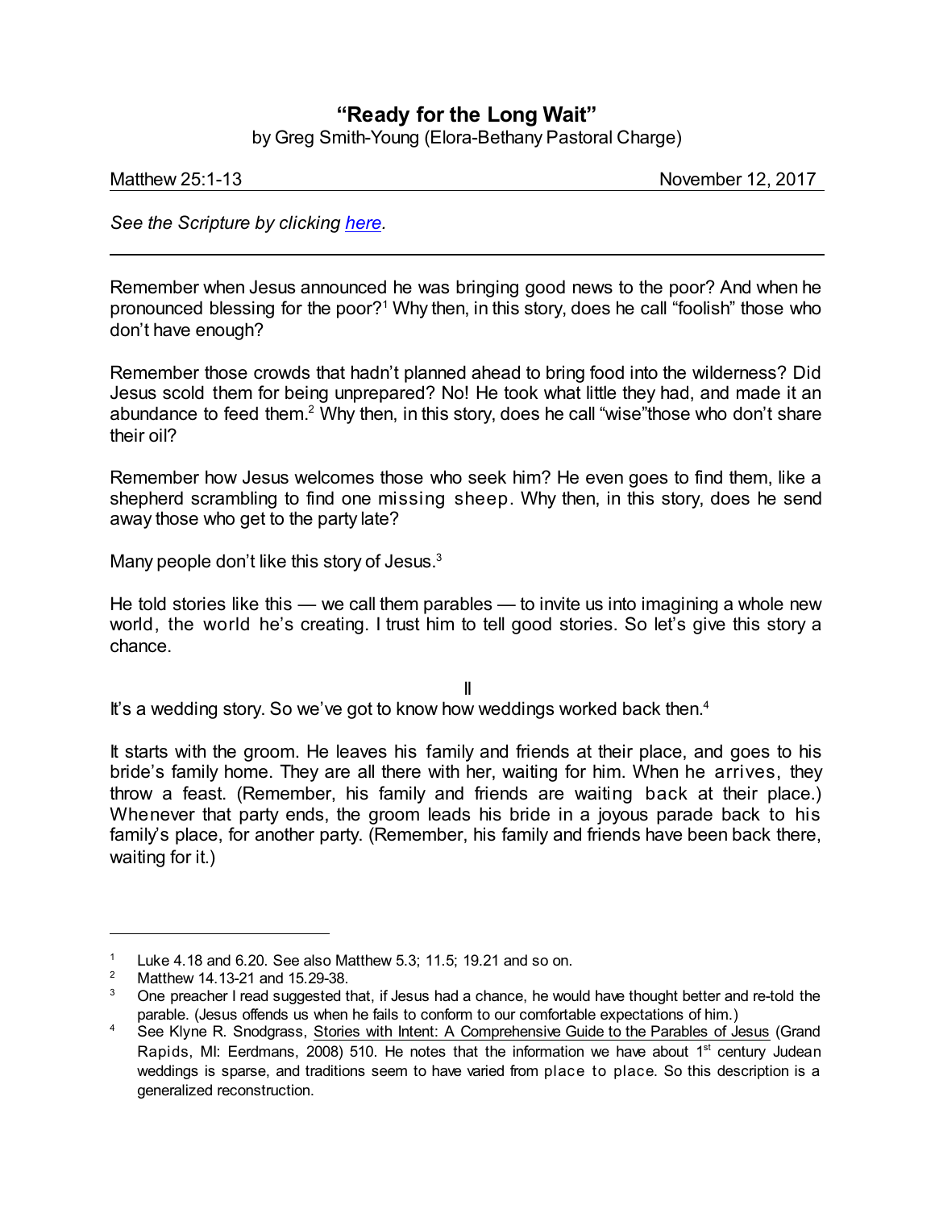# "Ready for the Long Wait"

by Greg Smith-Young (Elora-Bethany Pastoral Charge)

Matthew 25:1-13 November 12, 2017

*See the Scripture by clicking [here](#).*

---

Remember when Jesus announced he was bringing good news to the poor? And when he pronounced blessing for the poor?[1] Why then, in this story, does he call "foolish" those who don't have enough?

Remember those crowds that hadn't planned ahead to bring food into the wilderness? Did Jesus scold them for being unprepared? No! He took what little they had, and made it an abundance to feed them.[2] Why then, in this story, does he call "wise"those who don't share their oil?

Remember how Jesus welcomes those who seek him? He even goes to find them, like a shepherd scrambling to find one missing sheep. Why then, in this story, does he send away those who get to the party late?

Many people don't like this story of Jesus.[3]

He told stories like this — we call them parables — to invite us into imagining a whole new world, the world he's creating. I trust him to tell good stories. So let's give this story a chance.

II

It's a wedding story. So we've got to know how weddings worked back then.[4]

It starts with the groom. He leaves his family and friends at their place, and goes to his bride's family home. They are all there with her, waiting for him. When he arrives, they throw a feast. (Remember, his family and friends are waiting back at their place.) Whenever that party ends, the groom leads his bride in a joyous parade back to his family's place, for another party. (Remember, his family and friends have been back there, waiting for it.)

---

[1] Luke 4.18 and 6.20. See also Matthew 5.3; 11.5; 19.21 and so on.

[2] Matthew 14.13-21 and 15.29-38.

[3] One preacher I read suggested that, if Jesus had a chance, he would have thought better and re-told the parable. (Jesus offends us when he fails to conform to our comfortable expectations of him.)

[4] See Klyne R. Snodgrass, Stories with Intent: A Comprehensive Guide to the Parables of Jesus (Grand Rapids, MI: Eerdmans, 2008) 510. He notes that the information we have about 1st century Judean weddings is sparse, and traditions seem to have varied from place to place. So this description is a generalized reconstruction.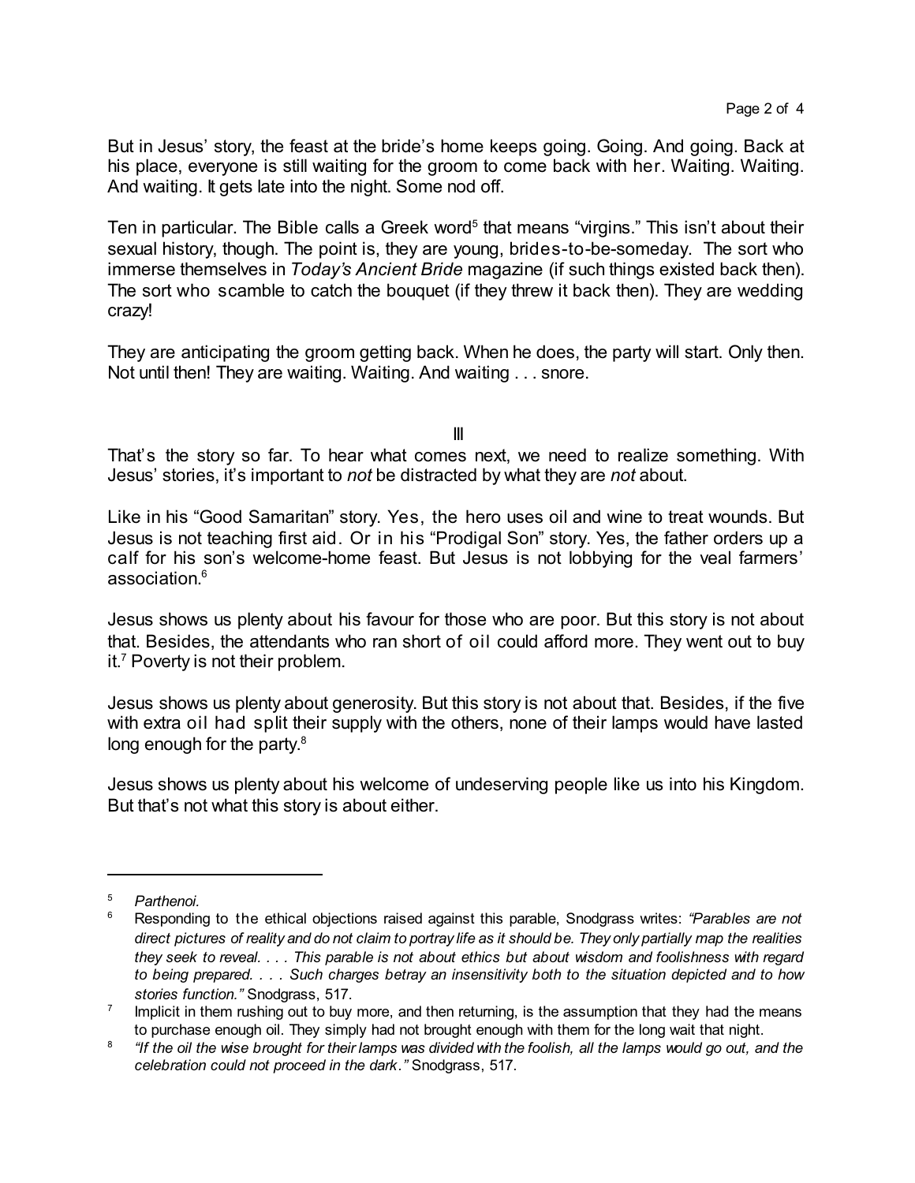But in Jesus' story, the feast at the bride's home keeps going. Going. And going. Back at his place, everyone is still waiting for the groom to come back with her. Waiting. Waiting. And waiting. It gets late into the night. Some nod off.

Ten in particular. The Bible calls a Greek word[5] that means "virgins." This isn't about their sexual history, though. The point is, they are young, brides-to-be-someday. The sort who immerse themselves in *Today's Ancient Bride* magazine (if such things existed back then). The sort who scamble to catch the bouquet (if they threw it back then). They are wedding crazy!

They are anticipating the groom getting back. When he does, the party will start. Only then. Not until then! They are waiting. Waiting. And waiting . . . snore.

III

That's the story so far. To hear what comes next, we need to realize something. With Jesus' stories, it's important to *not* be distracted by what they are *not* about.

Like in his "Good Samaritan" story. Yes, the hero uses oil and wine to treat wounds. But Jesus is not teaching first aid. Or in his "Prodigal Son" story. Yes, the father orders up a calf for his son's welcome-home feast. But Jesus is not lobbying for the veal farmers' association.[6]

Jesus shows us plenty about his favour for those who are poor. But this story is not about that. Besides, the attendants who ran short of oil could afford more. They went out to buy it.[7] Poverty is not their problem.

Jesus shows us plenty about generosity. But this story is not about that. Besides, if the five with extra oil had split their supply with the others, none of their lamps would have lasted long enough for the party.[8]

Jesus shows us plenty about his welcome of undeserving people like us into his Kingdom. But that's not what this story is about either.

---

[5] *Parthenoi.*

[6] Responding to the ethical objections raised against this parable, Snodgrass writes: *"Parables are not direct pictures of reality and do not claim to portray life as it should be. They only partially map the realities they seek to reveal. . . . This parable is not about ethics but about wisdom and foolishness with regard to being prepared. . . . Such charges betray an insensitivity both to the situation depicted and to how stories function."* Snodgrass, 517.

[7] Implicit in them rushing out to buy more, and then returning, is the assumption that they had the means to purchase enough oil. They simply had not brought enough with them for the long wait that night.

[8] *"If the oil the wise brought for their lamps was divided with the foolish, all the lamps would go out, and the celebration could not proceed in the dark."* Snodgrass, 517.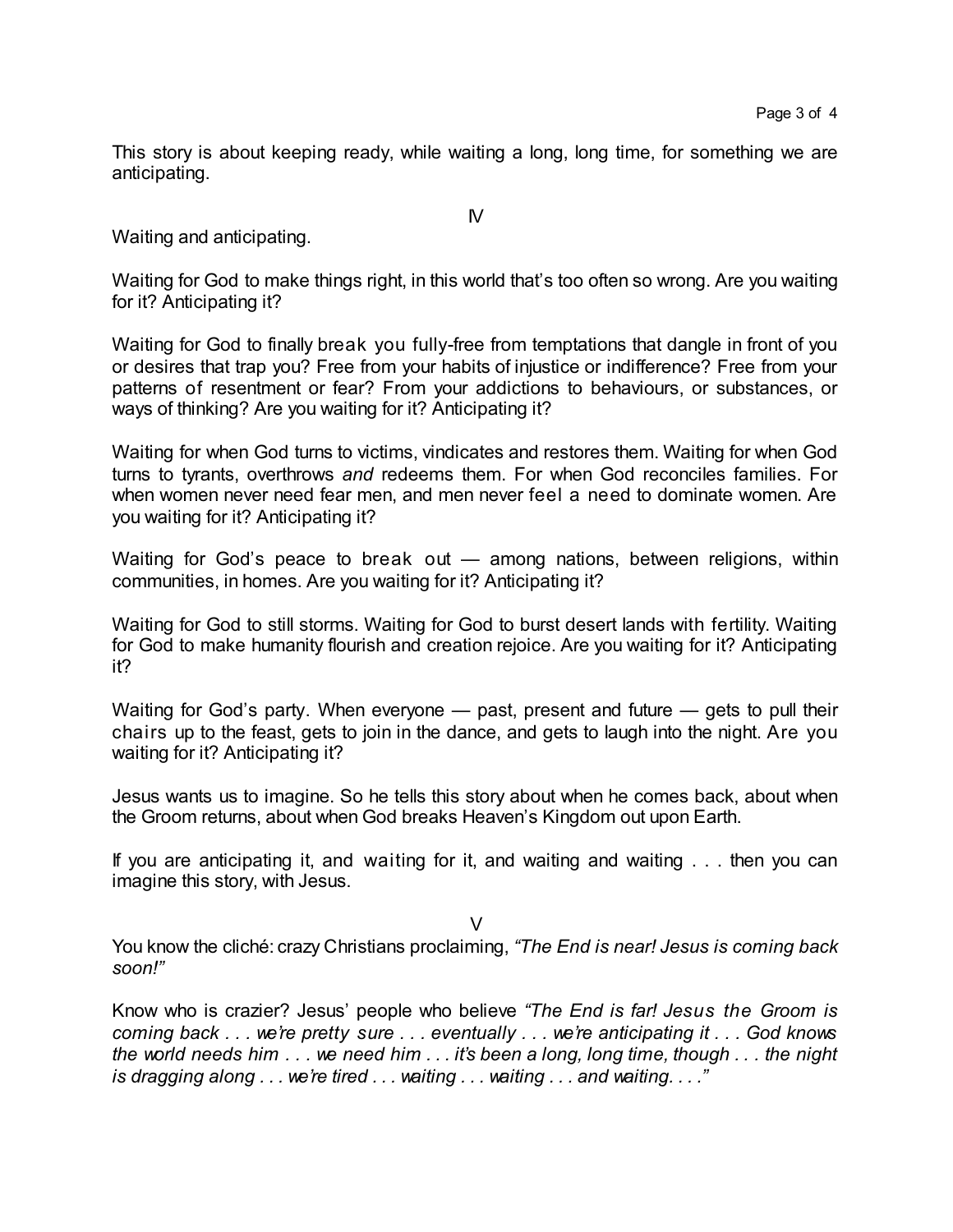This story is about keeping ready, while waiting a long, long time, for something we are anticipating.

IV

Waiting and anticipating.

Waiting for God to make things right, in this world that's too often so wrong. Are you waiting for it? Anticipating it?

Waiting for God to finally break you fully-free from temptations that dangle in front of you or desires that trap you? Free from your habits of injustice or indifference? Free from your patterns of resentment or fear? From your addictions to behaviours, or substances, or ways of thinking? Are you waiting for it? Anticipating it?

Waiting for when God turns to victims, vindicates and restores them. Waiting for when God turns to tyrants, overthrows *and* redeems them. For when God reconciles families. For when women never need fear men, and men never feel a need to dominate women. Are you waiting for it? Anticipating it?

Waiting for God's peace to break out — among nations, between religions, within communities, in homes. Are you waiting for it? Anticipating it?

Waiting for God to still storms. Waiting for God to burst desert lands with fertility. Waiting for God to make humanity flourish and creation rejoice. Are you waiting for it? Anticipating it?

Waiting for God's party. When everyone — past, present and future — gets to pull their chairs up to the feast, gets to join in the dance, and gets to laugh into the night. Are you waiting for it? Anticipating it?

Jesus wants us to imagine. So he tells this story about when he comes back, about when the Groom returns, about when God breaks Heaven's Kingdom out upon Earth.

If you are anticipating it, and waiting for it, and waiting and waiting . . . then you can imagine this story, with Jesus.

V

You know the cliché: crazy Christians proclaiming, *"The End is near! Jesus is coming back soon!"*

Know who is crazier? Jesus' people who believe *"The End is far! Jesus the Groom is coming back . . . we're pretty sure . . . eventually . . . we're anticipating it . . . God knows the world needs him . . . we need him . . . it's been a long, long time, though . . . the night is dragging along . . . we're tired . . . waiting . . . waiting . . . and waiting. . . ."*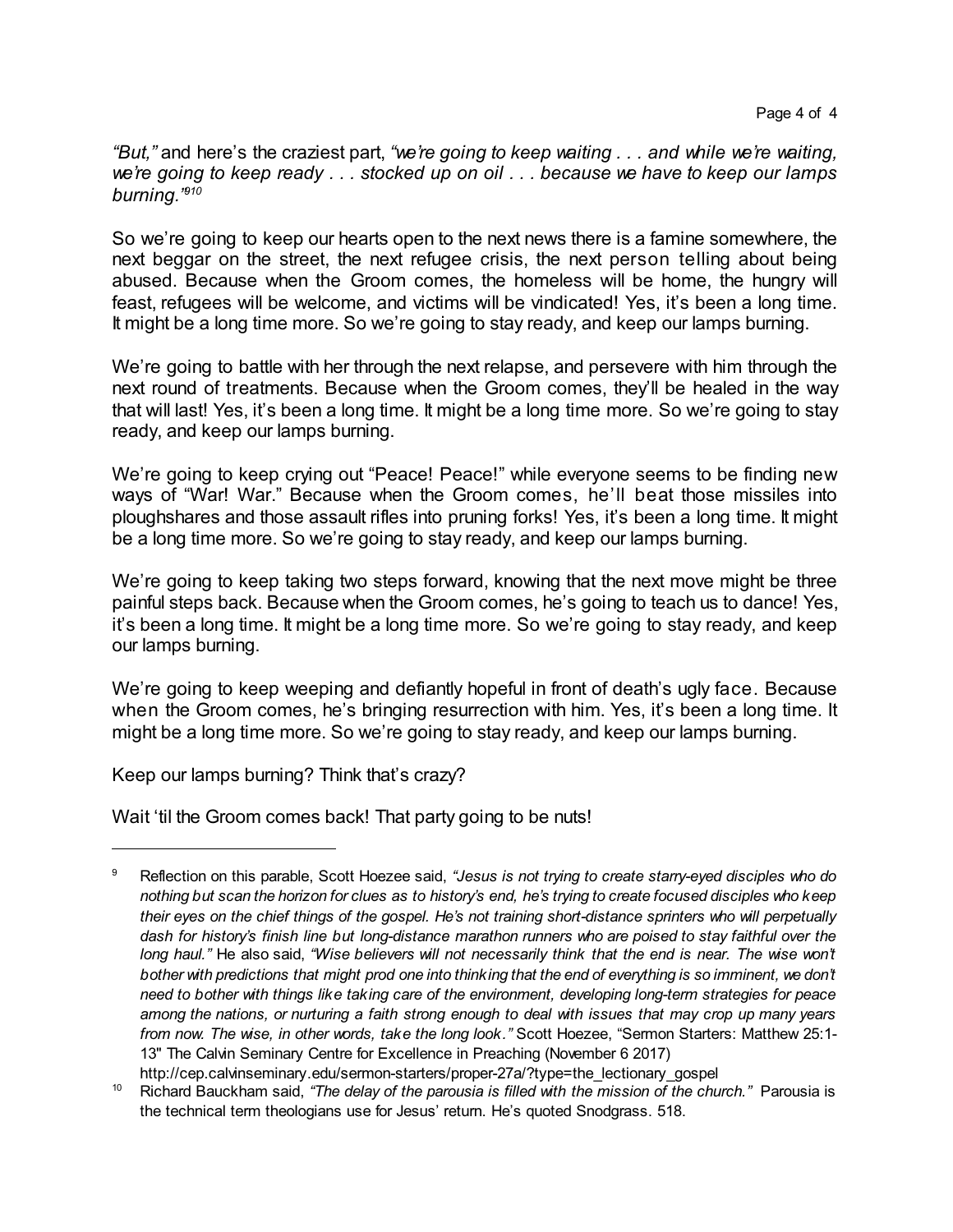*"But,"* and here's the craziest part, *"we're going to keep waiting . . . and while we're waiting, we're going to keep ready . . . stocked up on oil . . . because we have to keep our lamps burning."*[9][10]

So we're going to keep our hearts open to the next news there is a famine somewhere, the next beggar on the street, the next refugee crisis, the next person telling about being abused. Because when the Groom comes, the homeless will be home, the hungry will feast, refugees will be welcome, and victims will be vindicated! Yes, it's been a long time. It might be a long time more. So we're going to stay ready, and keep our lamps burning.

We're going to battle with her through the next relapse, and persevere with him through the next round of treatments. Because when the Groom comes, they'll be healed in the way that will last! Yes, it's been a long time. It might be a long time more. So we're going to stay ready, and keep our lamps burning.

We're going to keep crying out "Peace! Peace!" while everyone seems to be finding new ways of "War! War." Because when the Groom comes, he'll beat those missiles into ploughshares and those assault rifles into pruning forks! Yes, it's been a long time. It might be a long time more. So we're going to stay ready, and keep our lamps burning.

We're going to keep taking two steps forward, knowing that the next move might be three painful steps back. Because when the Groom comes, he's going to teach us to dance! Yes, it's been a long time. It might be a long time more. So we're going to stay ready, and keep our lamps burning.

We're going to keep weeping and defiantly hopeful in front of death's ugly face. Because when the Groom comes, he's bringing resurrection with him. Yes, it's been a long time. It might be a long time more. So we're going to stay ready, and keep our lamps burning.

Keep our lamps burning? Think that's crazy?

Wait 'til the Groom comes back! That party going to be nuts!

---

[9] Reflection on this parable, Scott Hoezee said, *"Jesus is not trying to create starry-eyed disciples who do nothing but scan the horizon for clues as to history's end, he's trying to create focused disciples who keep their eyes on the chief things of the gospel. He's not training short-distance sprinters who will perpetually dash for history's finish line but long-distance marathon runners who are poised to stay faithful over the long haul."* He also said, *"Wise believers will not necessarily think that the end is near. The wise won't bother with predictions that might prod one into thinking that the end of everything is so imminent, we don't need to bother with things like taking care of the environment, developing long-term strategies for peace among the nations, or nurturing a faith strong enough to deal with issues that may crop up many years from now. The wise, in other words, take the long look."* Scott Hoezee, "Sermon Starters: Matthew 25:1-13" The Calvin Seminary Centre for Excellence in Preaching (November 6 2017) http://cep.calvinseminary.edu/sermon-starters/proper-27a/?type=the_lectionary_gospel

[10] Richard Bauckham said, *"The delay of the parousia is filled with the mission of the church."* Parousia is the technical term theologians use for Jesus' return. He's quoted Snodgrass. 518.